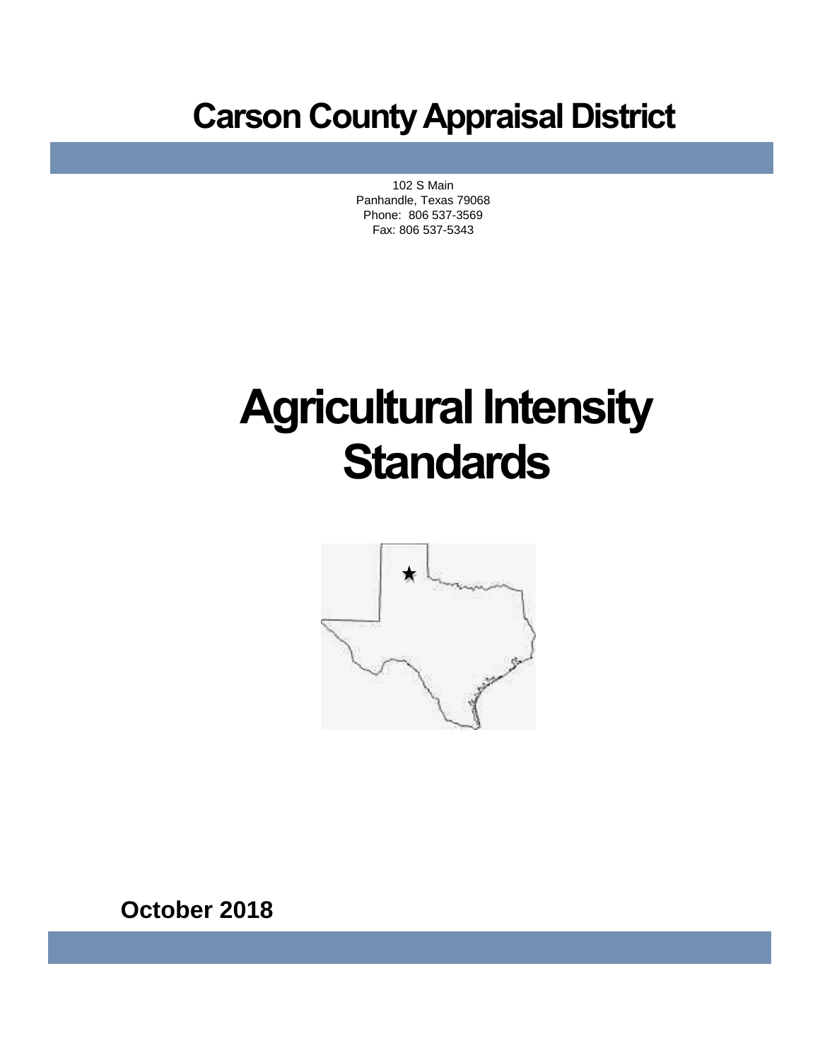# Carson County Appraisal District

102 S Main
Panhandle, Texas 79068
Phone: 806 537-3569
Fax: 806 537-5343

# Agricultural Intensity Standards

**October 2018**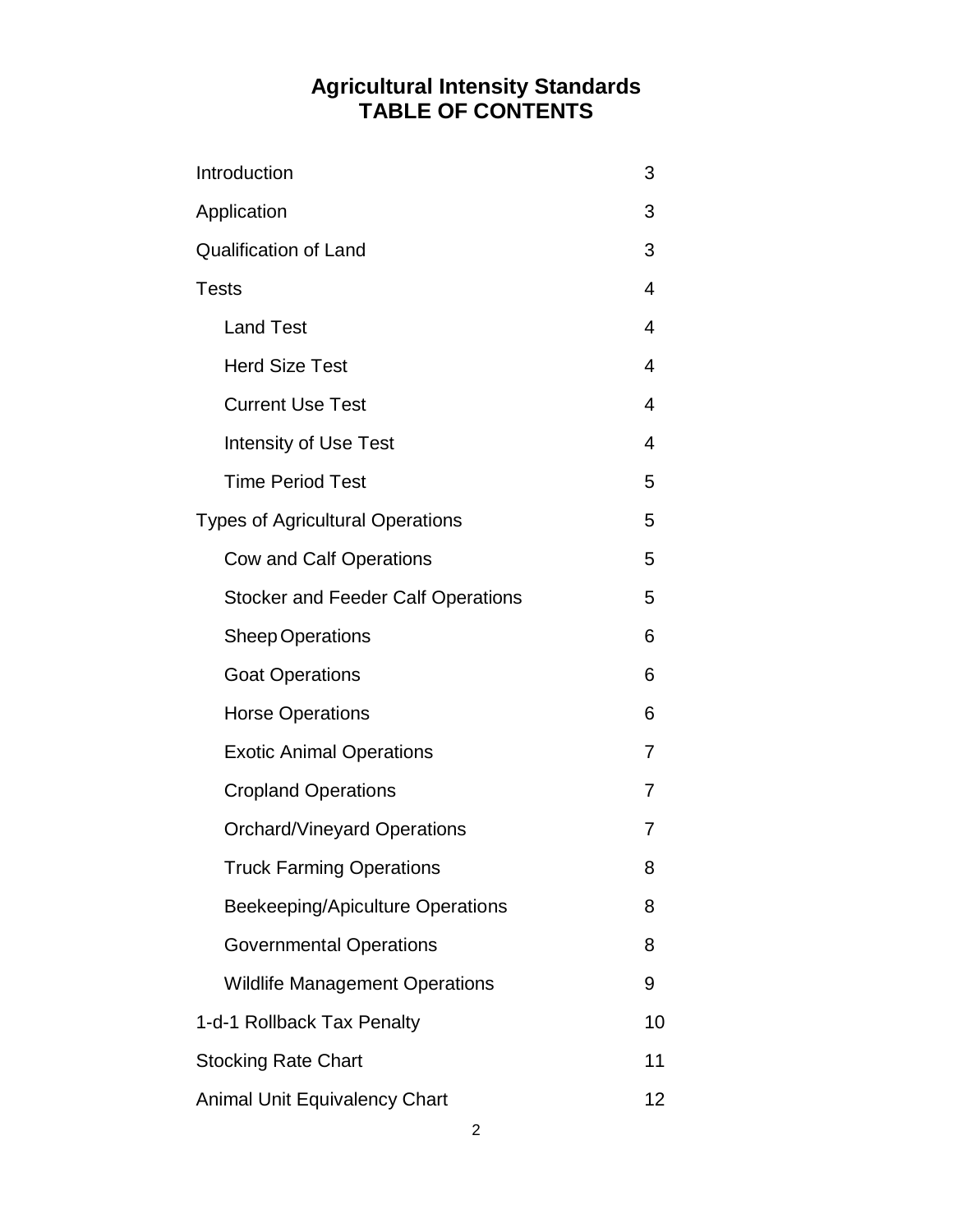# Agricultural Intensity Standards
# TABLE OF CONTENTS

| | |
|---|---|
| Introduction | 3 |
| Application | 3 |
| Qualification of Land | 3 |
| Tests | 4 |
| Land Test | 4 |
| Herd Size Test | 4 |
| Current Use Test | 4 |
| Intensity of Use Test | 4 |
| Time Period Test | 5 |
| Types of Agricultural Operations | 5 |
| Cow and Calf Operations | 5 |
| Stocker and Feeder Calf Operations | 5 |
| Sheep Operations | 6 |
| Goat Operations | 6 |
| Horse Operations | 6 |
| Exotic Animal Operations | 7 |
| Cropland Operations | 7 |
| Orchard/Vineyard Operations | 7 |
| Truck Farming Operations | 8 |
| Beekeeping/Apiculture Operations | 8 |
| Governmental Operations | 8 |
| Wildlife Management Operations | 9 |
| 1-d-1 Rollback Tax Penalty | 10 |
| Stocking Rate Chart | 11 |
| Animal Unit Equivalency Chart | 12 |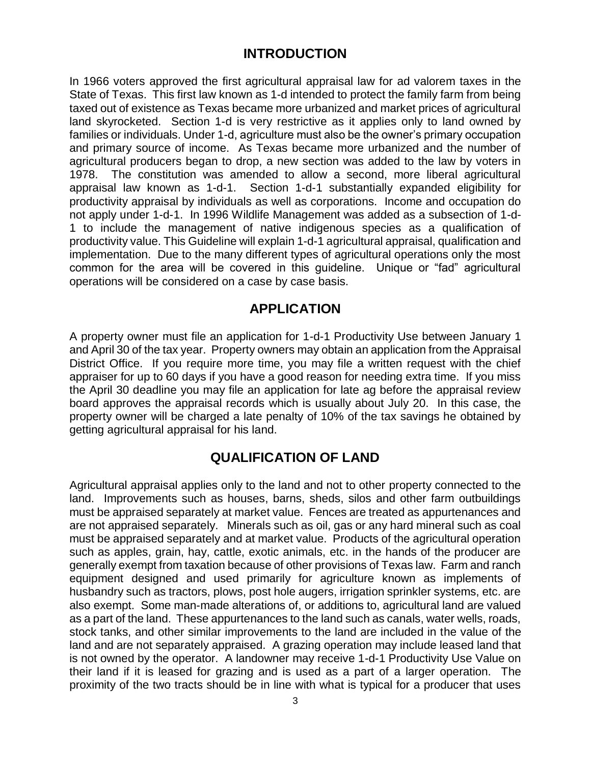## INTRODUCTION

In 1966 voters approved the first agricultural appraisal law for ad valorem taxes in the State of Texas. This first law known as 1-d intended to protect the family farm from being taxed out of existence as Texas became more urbanized and market prices of agricultural land skyrocketed. Section 1-d is very restrictive as it applies only to land owned by families or individuals. Under 1-d, agriculture must also be the owner's primary occupation and primary source of income. As Texas became more urbanized and the number of agricultural producers began to drop, a new section was added to the law by voters in 1978. The constitution was amended to allow a second, more liberal agricultural appraisal law known as 1-d-1. Section 1-d-1 substantially expanded eligibility for productivity appraisal by individuals as well as corporations. Income and occupation do not apply under 1-d-1. In 1996 Wildlife Management was added as a subsection of 1-d-1 to include the management of native indigenous species as a qualification of productivity value. This Guideline will explain 1-d-1 agricultural appraisal, qualification and implementation. Due to the many different types of agricultural operations only the most common for the area will be covered in this guideline. Unique or "fad" agricultural operations will be considered on a case by case basis.

## APPLICATION

A property owner must file an application for 1-d-1 Productivity Use between January 1 and April 30 of the tax year. Property owners may obtain an application from the Appraisal District Office. If you require more time, you may file a written request with the chief appraiser for up to 60 days if you have a good reason for needing extra time. If you miss the April 30 deadline you may file an application for late ag before the appraisal review board approves the appraisal records which is usually about July 20. In this case, the property owner will be charged a late penalty of 10% of the tax savings he obtained by getting agricultural appraisal for his land.

## QUALIFICATION OF LAND

Agricultural appraisal applies only to the land and not to other property connected to the land. Improvements such as houses, barns, sheds, silos and other farm outbuildings must be appraised separately at market value. Fences are treated as appurtenances and are not appraised separately. Minerals such as oil, gas or any hard mineral such as coal must be appraised separately and at market value. Products of the agricultural operation such as apples, grain, hay, cattle, exotic animals, etc. in the hands of the producer are generally exempt from taxation because of other provisions of Texas law. Farm and ranch equipment designed and used primarily for agriculture known as implements of husbandry such as tractors, plows, post hole augers, irrigation sprinkler systems, etc. are also exempt. Some man-made alterations of, or additions to, agricultural land are valued as a part of the land. These appurtenances to the land such as canals, water wells, roads, stock tanks, and other similar improvements to the land are included in the value of the land and are not separately appraised. A grazing operation may include leased land that is not owned by the operator. A landowner may receive 1-d-1 Productivity Use Value on their land if it is leased for grazing and is used as a part of a larger operation. The proximity of the two tracts should be in line with what is typical for a producer that uses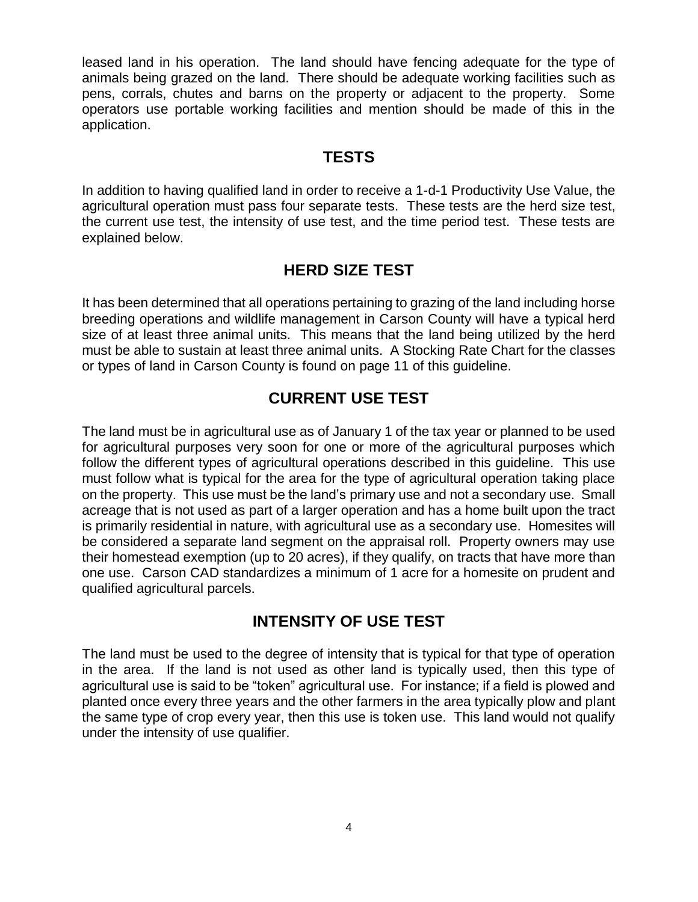leased land in his operation. The land should have fencing adequate for the type of animals being grazed on the land. There should be adequate working facilities such as pens, corrals, chutes and barns on the property or adjacent to the property. Some operators use portable working facilities and mention should be made of this in the application.

## TESTS

In addition to having qualified land in order to receive a 1-d-1 Productivity Use Value, the agricultural operation must pass four separate tests. These tests are the herd size test, the current use test, the intensity of use test, and the time period test. These tests are explained below.

## HERD SIZE TEST

It has been determined that all operations pertaining to grazing of the land including horse breeding operations and wildlife management in Carson County will have a typical herd size of at least three animal units. This means that the land being utilized by the herd must be able to sustain at least three animal units. A Stocking Rate Chart for the classes or types of land in Carson County is found on page 11 of this guideline.

## CURRENT USE TEST

The land must be in agricultural use as of January 1 of the tax year or planned to be used for agricultural purposes very soon for one or more of the agricultural purposes which follow the different types of agricultural operations described in this guideline. This use must follow what is typical for the area for the type of agricultural operation taking place on the property. This use must be the land's primary use and not a secondary use. Small acreage that is not used as part of a larger operation and has a home built upon the tract is primarily residential in nature, with agricultural use as a secondary use. Homesites will be considered a separate land segment on the appraisal roll. Property owners may use their homestead exemption (up to 20 acres), if they qualify, on tracts that have more than one use. Carson CAD standardizes a minimum of 1 acre for a homesite on prudent and qualified agricultural parcels.

## INTENSITY OF USE TEST

The land must be used to the degree of intensity that is typical for that type of operation in the area. If the land is not used as other land is typically used, then this type of agricultural use is said to be "token" agricultural use. For instance; if a field is plowed and planted once every three years and the other farmers in the area typically plow and plant the same type of crop every year, then this use is token use. This land would not qualify under the intensity of use qualifier.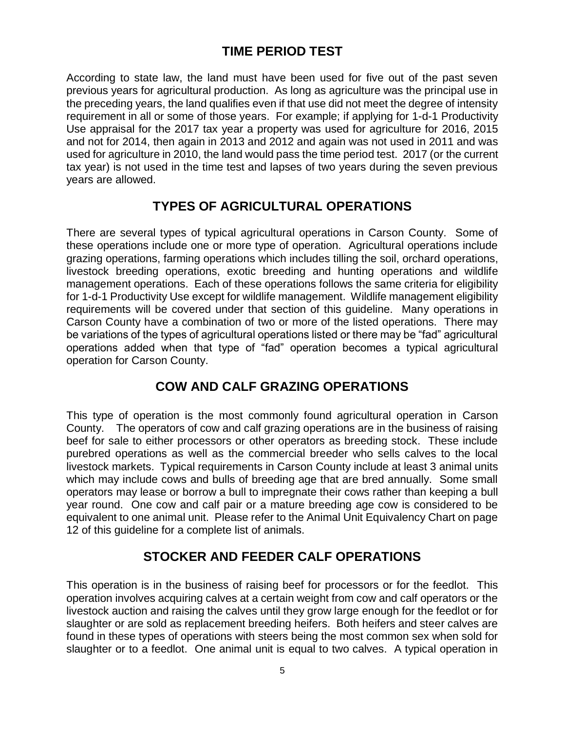## TIME PERIOD TEST

According to state law, the land must have been used for five out of the past seven previous years for agricultural production. As long as agriculture was the principal use in the preceding years, the land qualifies even if that use did not meet the degree of intensity requirement in all or some of those years. For example; if applying for 1-d-1 Productivity Use appraisal for the 2017 tax year a property was used for agriculture for 2016, 2015 and not for 2014, then again in 2013 and 2012 and again was not used in 2011 and was used for agriculture in 2010, the land would pass the time period test. 2017 (or the current tax year) is not used in the time test and lapses of two years during the seven previous years are allowed.

## TYPES OF AGRICULTURAL OPERATIONS

There are several types of typical agricultural operations in Carson County. Some of these operations include one or more type of operation. Agricultural operations include grazing operations, farming operations which includes tilling the soil, orchard operations, livestock breeding operations, exotic breeding and hunting operations and wildlife management operations. Each of these operations follows the same criteria for eligibility for 1-d-1 Productivity Use except for wildlife management. Wildlife management eligibility requirements will be covered under that section of this guideline. Many operations in Carson County have a combination of two or more of the listed operations. There may be variations of the types of agricultural operations listed or there may be "fad" agricultural operations added when that type of "fad" operation becomes a typical agricultural operation for Carson County.

## COW AND CALF GRAZING OPERATIONS

This type of operation is the most commonly found agricultural operation in Carson County. The operators of cow and calf grazing operations are in the business of raising beef for sale to either processors or other operators as breeding stock. These include purebred operations as well as the commercial breeder who sells calves to the local livestock markets. Typical requirements in Carson County include at least 3 animal units which may include cows and bulls of breeding age that are bred annually. Some small operators may lease or borrow a bull to impregnate their cows rather than keeping a bull year round. One cow and calf pair or a mature breeding age cow is considered to be equivalent to one animal unit. Please refer to the Animal Unit Equivalency Chart on page 12 of this guideline for a complete list of animals.

## STOCKER AND FEEDER CALF OPERATIONS

This operation is in the business of raising beef for processors or for the feedlot. This operation involves acquiring calves at a certain weight from cow and calf operators or the livestock auction and raising the calves until they grow large enough for the feedlot or for slaughter or are sold as replacement breeding heifers. Both heifers and steer calves are found in these types of operations with steers being the most common sex when sold for slaughter or to a feedlot. One animal unit is equal to two calves. A typical operation in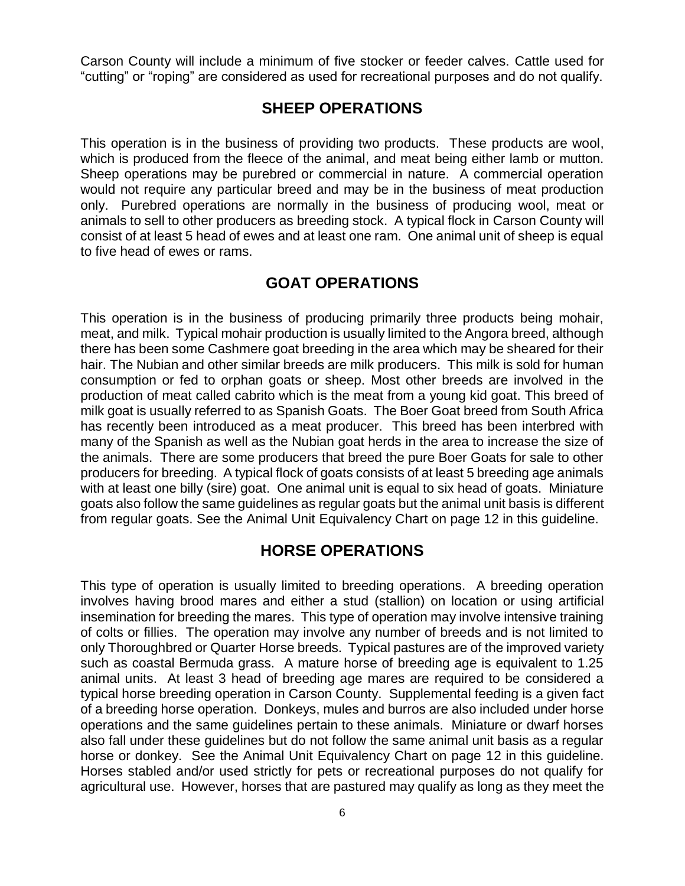Carson County will include a minimum of five stocker or feeder calves. Cattle used for "cutting" or "roping" are considered as used for recreational purposes and do not qualify.

## SHEEP OPERATIONS

This operation is in the business of providing two products. These products are wool, which is produced from the fleece of the animal, and meat being either lamb or mutton. Sheep operations may be purebred or commercial in nature. A commercial operation would not require any particular breed and may be in the business of meat production only. Purebred operations are normally in the business of producing wool, meat or animals to sell to other producers as breeding stock. A typical flock in Carson County will consist of at least 5 head of ewes and at least one ram. One animal unit of sheep is equal to five head of ewes or rams.

## GOAT OPERATIONS

This operation is in the business of producing primarily three products being mohair, meat, and milk. Typical mohair production is usually limited to the Angora breed, although there has been some Cashmere goat breeding in the area which may be sheared for their hair. The Nubian and other similar breeds are milk producers. This milk is sold for human consumption or fed to orphan goats or sheep. Most other breeds are involved in the production of meat called cabrito which is the meat from a young kid goat. This breed of milk goat is usually referred to as Spanish Goats. The Boer Goat breed from South Africa has recently been introduced as a meat producer. This breed has been interbred with many of the Spanish as well as the Nubian goat herds in the area to increase the size of the animals. There are some producers that breed the pure Boer Goats for sale to other producers for breeding. A typical flock of goats consists of at least 5 breeding age animals with at least one billy (sire) goat. One animal unit is equal to six head of goats. Miniature goats also follow the same guidelines as regular goats but the animal unit basis is different from regular goats. See the Animal Unit Equivalency Chart on page 12 in this guideline.

## HORSE OPERATIONS

This type of operation is usually limited to breeding operations. A breeding operation involves having brood mares and either a stud (stallion) on location or using artificial insemination for breeding the mares. This type of operation may involve intensive training of colts or fillies. The operation may involve any number of breeds and is not limited to only Thoroughbred or Quarter Horse breeds. Typical pastures are of the improved variety such as coastal Bermuda grass. A mature horse of breeding age is equivalent to 1.25 animal units. At least 3 head of breeding age mares are required to be considered a typical horse breeding operation in Carson County. Supplemental feeding is a given fact of a breeding horse operation. Donkeys, mules and burros are also included under horse operations and the same guidelines pertain to these animals. Miniature or dwarf horses also fall under these guidelines but do not follow the same animal unit basis as a regular horse or donkey. See the Animal Unit Equivalency Chart on page 12 in this guideline. Horses stabled and/or used strictly for pets or recreational purposes do not qualify for agricultural use. However, horses that are pastured may qualify as long as they meet the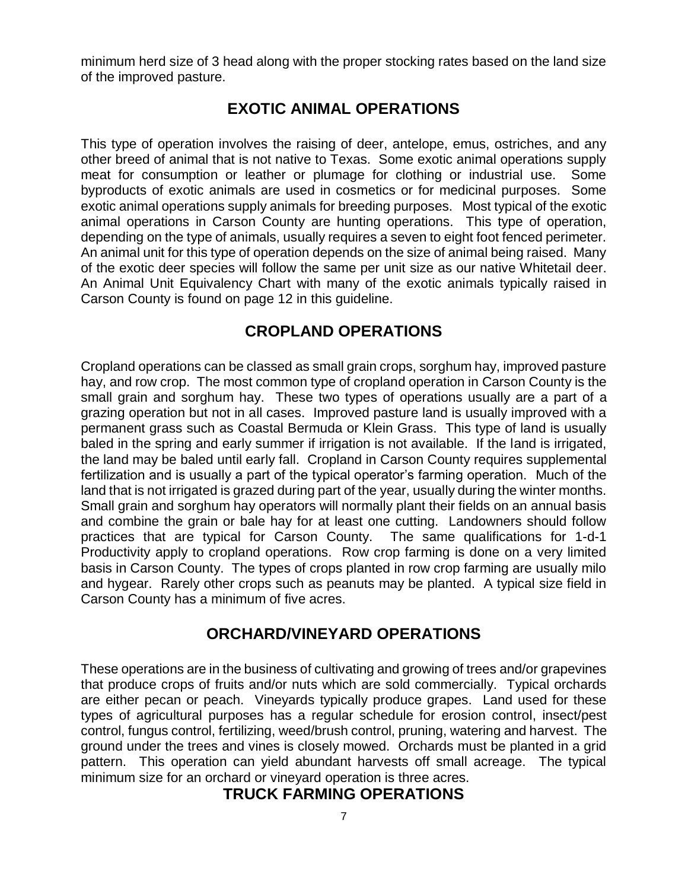minimum herd size of 3 head along with the proper stocking rates based on the land size of the improved pasture.

## EXOTIC ANIMAL OPERATIONS

This type of operation involves the raising of deer, antelope, emus, ostriches, and any other breed of animal that is not native to Texas. Some exotic animal operations supply meat for consumption or leather or plumage for clothing or industrial use. Some byproducts of exotic animals are used in cosmetics or for medicinal purposes. Some exotic animal operations supply animals for breeding purposes. Most typical of the exotic animal operations in Carson County are hunting operations. This type of operation, depending on the type of animals, usually requires a seven to eight foot fenced perimeter. An animal unit for this type of operation depends on the size of animal being raised. Many of the exotic deer species will follow the same per unit size as our native Whitetail deer. An Animal Unit Equivalency Chart with many of the exotic animals typically raised in Carson County is found on page 12 in this guideline.

## CROPLAND OPERATIONS

Cropland operations can be classed as small grain crops, sorghum hay, improved pasture hay, and row crop. The most common type of cropland operation in Carson County is the small grain and sorghum hay. These two types of operations usually are a part of a grazing operation but not in all cases. Improved pasture land is usually improved with a permanent grass such as Coastal Bermuda or Klein Grass. This type of land is usually baled in the spring and early summer if irrigation is not available. If the land is irrigated, the land may be baled until early fall. Cropland in Carson County requires supplemental fertilization and is usually a part of the typical operator's farming operation. Much of the land that is not irrigated is grazed during part of the year, usually during the winter months. Small grain and sorghum hay operators will normally plant their fields on an annual basis and combine the grain or bale hay for at least one cutting. Landowners should follow practices that are typical for Carson County. The same qualifications for 1-d-1 Productivity apply to cropland operations. Row crop farming is done on a very limited basis in Carson County. The types of crops planted in row crop farming are usually milo and hygear. Rarely other crops such as peanuts may be planted. A typical size field in Carson County has a minimum of five acres.

## ORCHARD/VINEYARD OPERATIONS

These operations are in the business of cultivating and growing of trees and/or grapevines that produce crops of fruits and/or nuts which are sold commercially. Typical orchards are either pecan or peach. Vineyards typically produce grapes. Land used for these types of agricultural purposes has a regular schedule for erosion control, insect/pest control, fungus control, fertilizing, weed/brush control, pruning, watering and harvest. The ground under the trees and vines is closely mowed. Orchards must be planted in a grid pattern. This operation can yield abundant harvests off small acreage. The typical minimum size for an orchard or vineyard operation is three acres.

## TRUCK FARMING OPERATIONS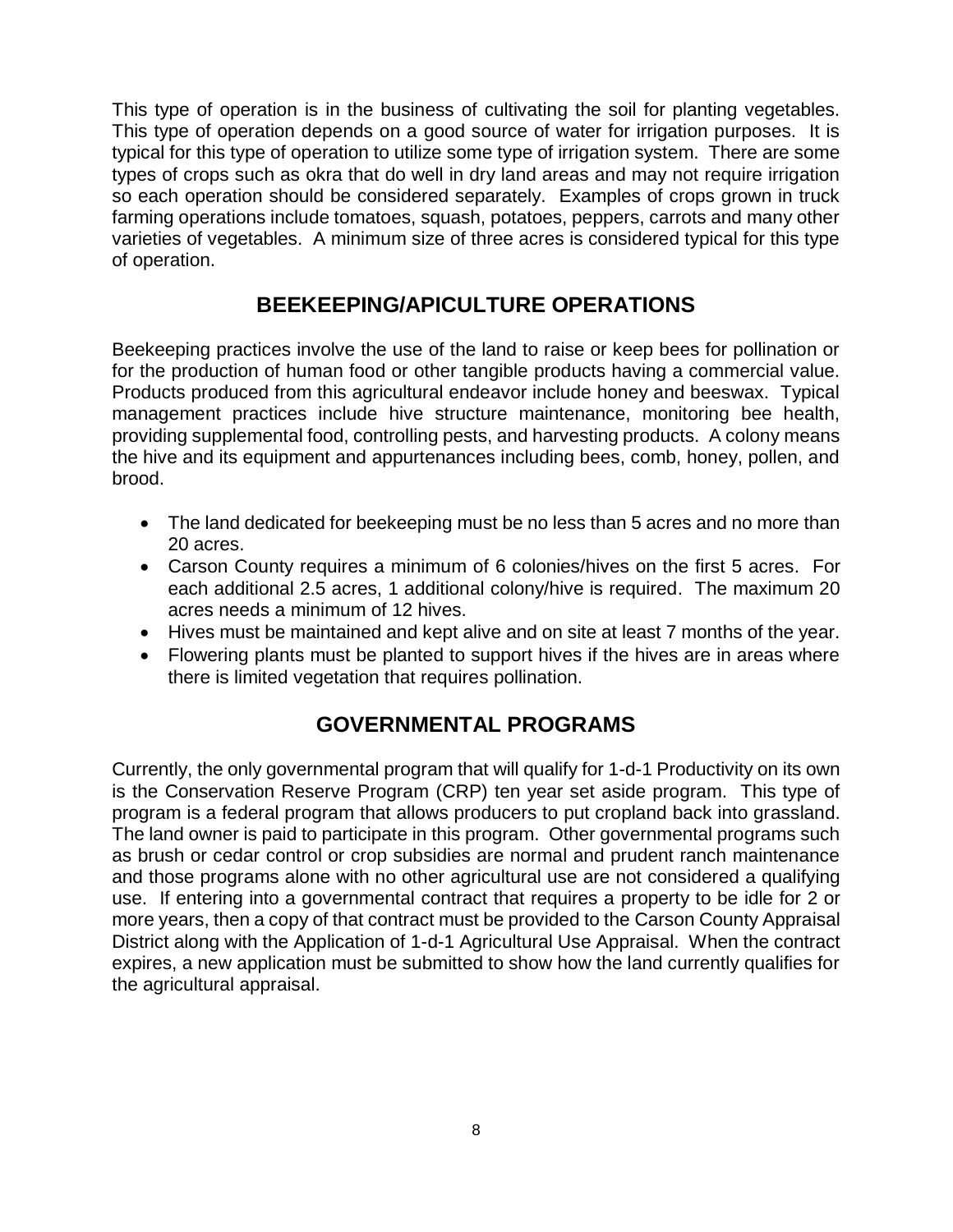This type of operation is in the business of cultivating the soil for planting vegetables. This type of operation depends on a good source of water for irrigation purposes. It is typical for this type of operation to utilize some type of irrigation system. There are some types of crops such as okra that do well in dry land areas and may not require irrigation so each operation should be considered separately. Examples of crops grown in truck farming operations include tomatoes, squash, potatoes, peppers, carrots and many other varieties of vegetables. A minimum size of three acres is considered typical for this type of operation.

## BEEKEEPING/APICULTURE OPERATIONS

Beekeeping practices involve the use of the land to raise or keep bees for pollination or for the production of human food or other tangible products having a commercial value. Products produced from this agricultural endeavor include honey and beeswax. Typical management practices include hive structure maintenance, monitoring bee health, providing supplemental food, controlling pests, and harvesting products. A colony means the hive and its equipment and appurtenances including bees, comb, honey, pollen, and brood.

- The land dedicated for beekeeping must be no less than 5 acres and no more than 20 acres.
- Carson County requires a minimum of 6 colonies/hives on the first 5 acres. For each additional 2.5 acres, 1 additional colony/hive is required. The maximum 20 acres needs a minimum of 12 hives.
- Hives must be maintained and kept alive and on site at least 7 months of the year.
- Flowering plants must be planted to support hives if the hives are in areas where there is limited vegetation that requires pollination.

## GOVERNMENTAL PROGRAMS

Currently, the only governmental program that will qualify for 1-d-1 Productivity on its own is the Conservation Reserve Program (CRP) ten year set aside program. This type of program is a federal program that allows producers to put cropland back into grassland. The land owner is paid to participate in this program. Other governmental programs such as brush or cedar control or crop subsidies are normal and prudent ranch maintenance and those programs alone with no other agricultural use are not considered a qualifying use. If entering into a governmental contract that requires a property to be idle for 2 or more years, then a copy of that contract must be provided to the Carson County Appraisal District along with the Application of 1-d-1 Agricultural Use Appraisal. When the contract expires, a new application must be submitted to show how the land currently qualifies for the agricultural appraisal.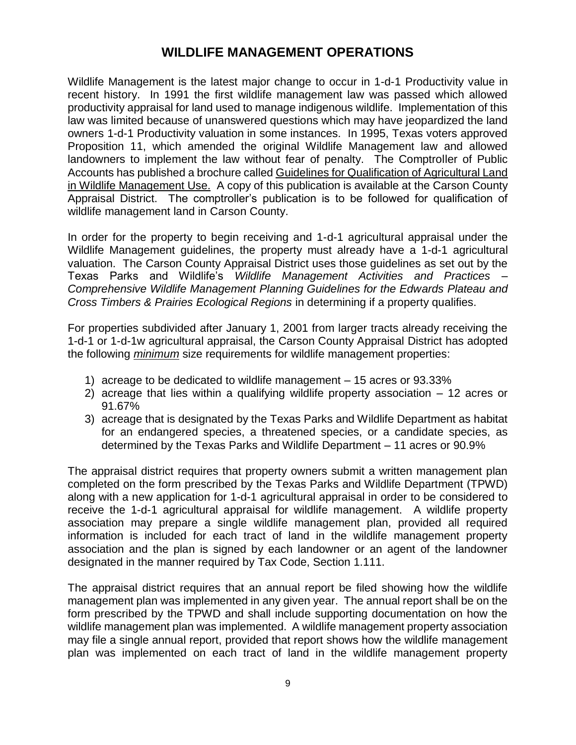# WILDLIFE MANAGEMENT OPERATIONS

Wildlife Management is the latest major change to occur in 1-d-1 Productivity value in recent history. In 1991 the first wildlife management law was passed which allowed productivity appraisal for land used to manage indigenous wildlife. Implementation of this law was limited because of unanswered questions which may have jeopardized the land owners 1-d-1 Productivity valuation in some instances. In 1995, Texas voters approved Proposition 11, which amended the original Wildlife Management law and allowed landowners to implement the law without fear of penalty. The Comptroller of Public Accounts has published a brochure called <u>Guidelines for Qualification of Agricultural Land in Wildlife Management Use.</u> A copy of this publication is available at the Carson County Appraisal District. The comptroller's publication is to be followed for qualification of wildlife management land in Carson County.

In order for the property to begin receiving and 1-d-1 agricultural appraisal under the Wildlife Management guidelines, the property must already have a 1-d-1 agricultural valuation. The Carson County Appraisal District uses those guidelines as set out by the Texas Parks and Wildlife's *Wildlife Management Activities and Practices – Comprehensive Wildlife Management Planning Guidelines for the Edwards Plateau and Cross Timbers & Prairies Ecological Regions* in determining if a property qualifies.

For properties subdivided after January 1, 2001 from larger tracts already receiving the 1-d-1 or 1-d-1w agricultural appraisal, the Carson County Appraisal District has adopted the following ***<u>minimum</u>*** size requirements for wildlife management properties:

1) acreage to be dedicated to wildlife management – 15 acres or 93.33%
2) acreage that lies within a qualifying wildlife property association – 12 acres or 91.67%
3) acreage that is designated by the Texas Parks and Wildlife Department as habitat for an endangered species, a threatened species, or a candidate species, as determined by the Texas Parks and Wildlife Department – 11 acres or 90.9%

The appraisal district requires that property owners submit a written management plan completed on the form prescribed by the Texas Parks and Wildlife Department (TPWD) along with a new application for 1-d-1 agricultural appraisal in order to be considered to receive the 1-d-1 agricultural appraisal for wildlife management. A wildlife property association may prepare a single wildlife management plan, provided all required information is included for each tract of land in the wildlife management property association and the plan is signed by each landowner or an agent of the landowner designated in the manner required by Tax Code, Section 1.111.

The appraisal district requires that an annual report be filed showing how the wildlife management plan was implemented in any given year. The annual report shall be on the form prescribed by the TPWD and shall include supporting documentation on how the wildlife management plan was implemented. A wildlife management property association may file a single annual report, provided that report shows how the wildlife management plan was implemented on each tract of land in the wildlife management property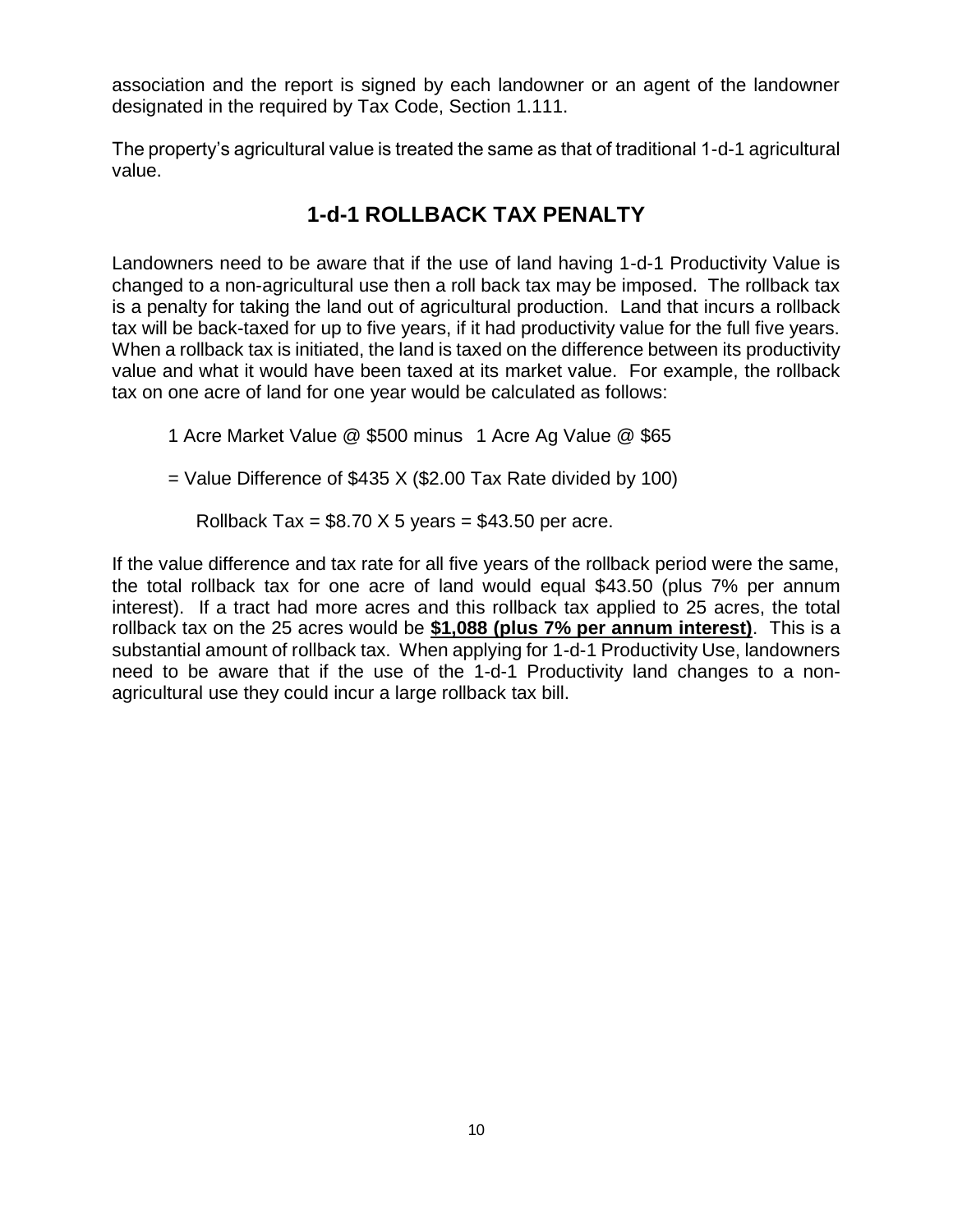association and the report is signed by each landowner or an agent of the landowner designated in the required by Tax Code, Section 1.111.

The property's agricultural value is treated the same as that of traditional 1-d-1 agricultural value.

## 1-d-1 ROLLBACK TAX PENALTY

Landowners need to be aware that if the use of land having 1-d-1 Productivity Value is changed to a non-agricultural use then a roll back tax may be imposed. The rollback tax is a penalty for taking the land out of agricultural production. Land that incurs a rollback tax will be back-taxed for up to five years, if it had productivity value for the full five years. When a rollback tax is initiated, the land is taxed on the difference between its productivity value and what it would have been taxed at its market value. For example, the rollback tax on one acre of land for one year would be calculated as follows:

1 Acre Market Value @ $500 minus 1 Acre Ag Value @ $65

= Value Difference of $435 X ($2.00 Tax Rate divided by 100)

Rollback Tax = $8.70 X 5 years = $43.50 per acre.

If the value difference and tax rate for all five years of the rollback period were the same, the total rollback tax for one acre of land would equal $43.50 (plus 7% per annum interest). If a tract had more acres and this rollback tax applied to 25 acres, the total rollback tax on the 25 acres would be **$1,088 (plus 7% per annum interest)**. This is a substantial amount of rollback tax. When applying for 1-d-1 Productivity Use, landowners need to be aware that if the use of the 1-d-1 Productivity land changes to a non-agricultural use they could incur a large rollback tax bill.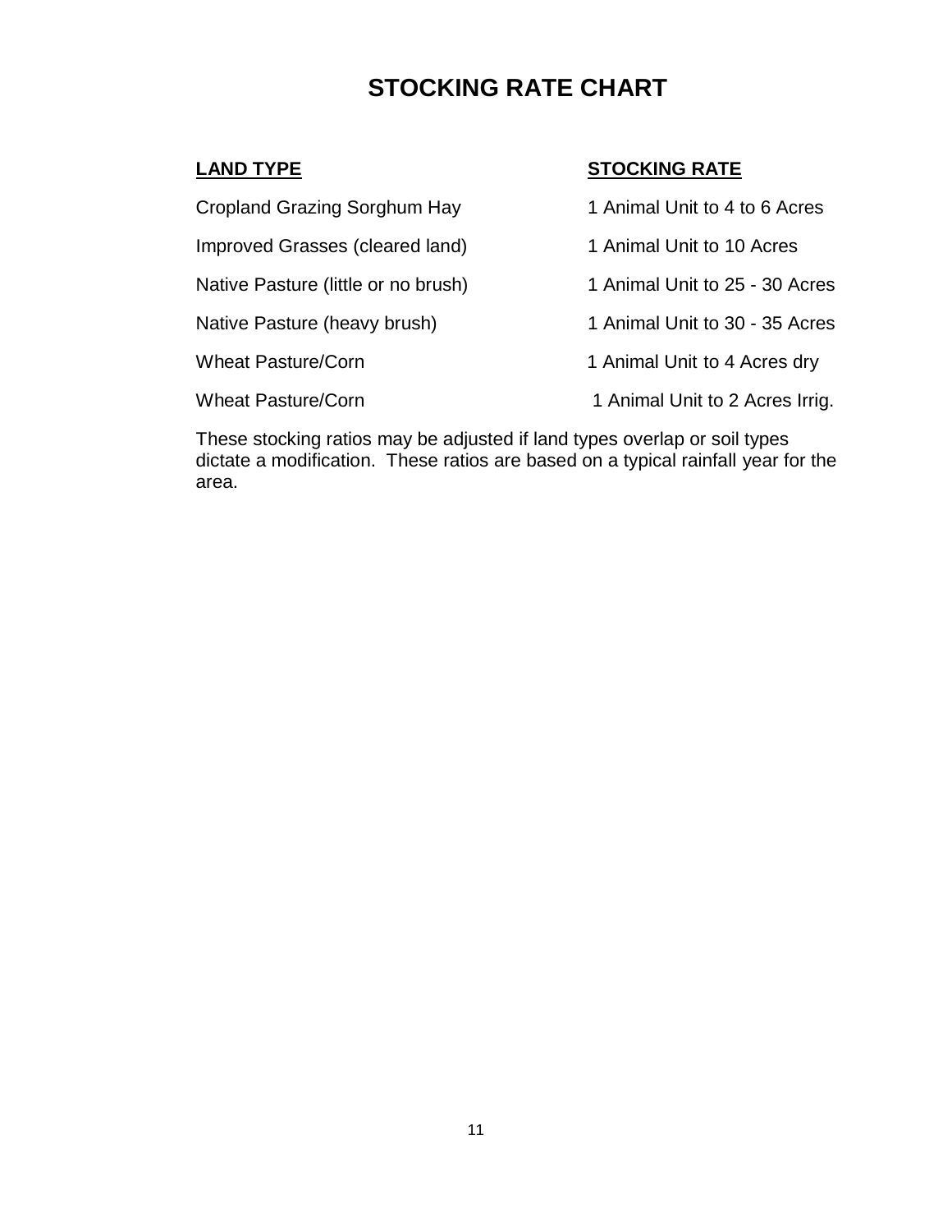# STOCKING RATE CHART

| LAND TYPE | STOCKING RATE |
| --- | --- |
| Cropland Grazing Sorghum Hay | 1 Animal Unit to 4 to 6 Acres |
| Improved Grasses (cleared land) | 1 Animal Unit to 10 Acres |
| Native Pasture (little or no brush) | 1 Animal Unit to 25 - 30 Acres |
| Native Pasture (heavy brush) | 1 Animal Unit to 30 - 35 Acres |
| Wheat Pasture/Corn | 1 Animal Unit to 4 Acres dry |
| Wheat Pasture/Corn | 1 Animal Unit to 2 Acres Irrig. |

These stocking ratios may be adjusted if land types overlap or soil types dictate a modification. These ratios are based on a typical rainfall year for the area.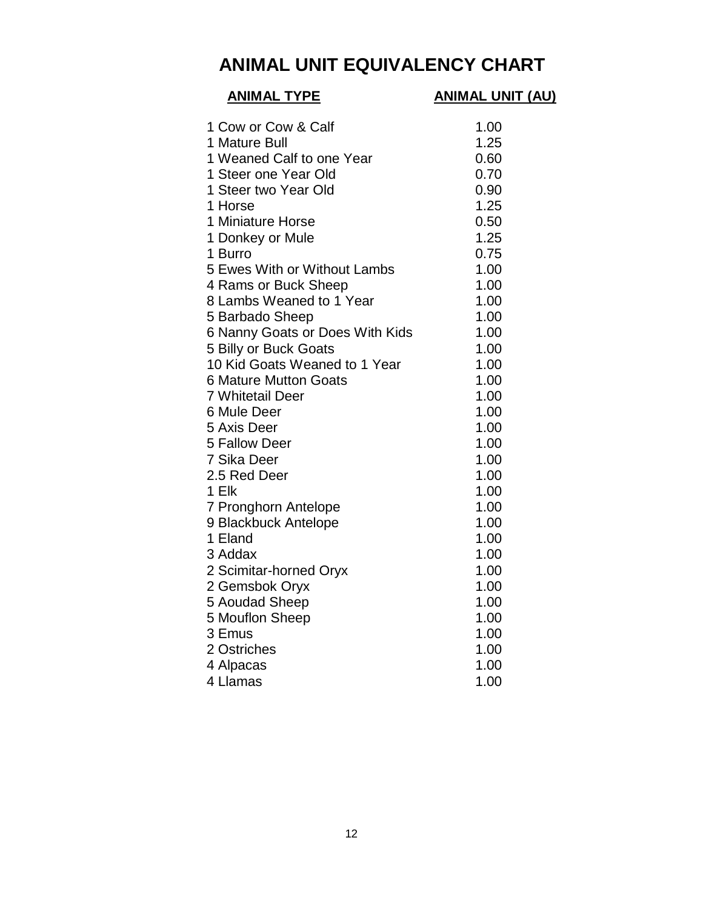# ANIMAL UNIT EQUIVALENCY CHART

| ANIMAL TYPE | ANIMAL UNIT (AU) |
|---|---|
| 1 Cow or Cow & Calf | 1.00 |
| 1 Mature Bull | 1.25 |
| 1 Weaned Calf to one Year | 0.60 |
| 1 Steer one Year Old | 0.70 |
| 1 Steer two Year Old | 0.90 |
| 1 Horse | 1.25 |
| 1 Miniature Horse | 0.50 |
| 1 Donkey or Mule | 1.25 |
| 1 Burro | 0.75 |
| 5 Ewes With or Without Lambs | 1.00 |
| 4 Rams or Buck Sheep | 1.00 |
| 8 Lambs Weaned to 1 Year | 1.00 |
| 5 Barbado Sheep | 1.00 |
| 6 Nanny Goats or Does With Kids | 1.00 |
| 5 Billy or Buck Goats | 1.00 |
| 10 Kid Goats Weaned to 1 Year | 1.00 |
| 6 Mature Mutton Goats | 1.00 |
| 7 Whitetail Deer | 1.00 |
| 6 Mule Deer | 1.00 |
| 5 Axis Deer | 1.00 |
| 5 Fallow Deer | 1.00 |
| 7 Sika Deer | 1.00 |
| 2.5 Red Deer | 1.00 |
| 1 Elk | 1.00 |
| 7 Pronghorn Antelope | 1.00 |
| 9 Blackbuck Antelope | 1.00 |
| 1 Eland | 1.00 |
| 3 Addax | 1.00 |
| 2 Scimitar-horned Oryx | 1.00 |
| 2 Gemsbok Oryx | 1.00 |
| 5 Aoudad Sheep | 1.00 |
| 5 Mouflon Sheep | 1.00 |
| 3 Emus | 1.00 |
| 2 Ostriches | 1.00 |
| 4 Alpacas | 1.00 |
| 4 Llamas | 1.00 |